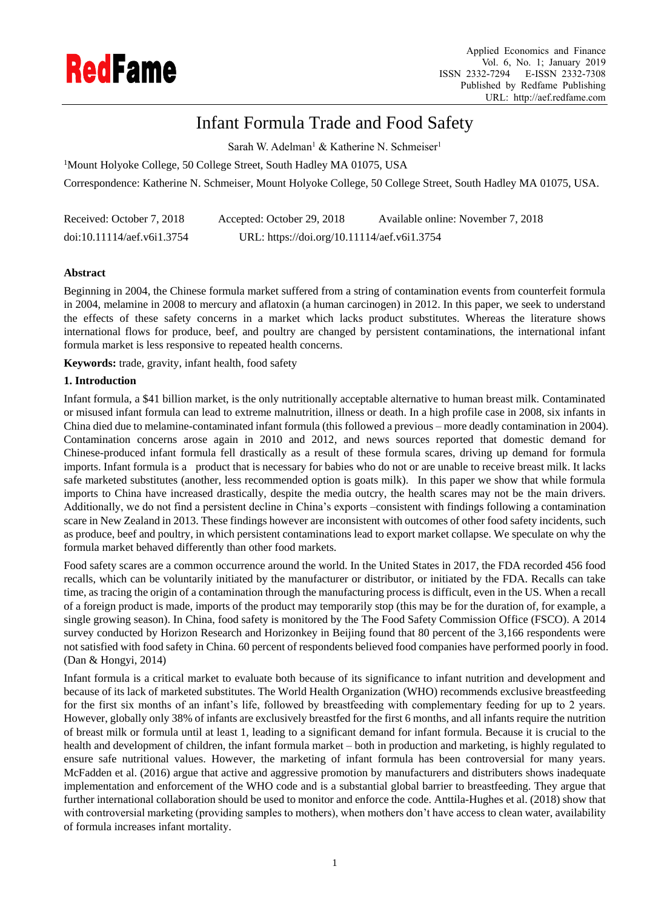# Infant Formula Trade and Food Safety

Sarah W. Adelman[1] & Katherine N. Schmeiser[1]

[1]Mount Holyoke College, 50 College Street, South Hadley MA 01075, USA

Correspondence: Katherine N. Schmeiser, Mount Holyoke College, 50 College Street, South Hadley MA 01075, USA.

Received: October 7, 2018  Accepted: October 29, 2018  Available online: November 7, 2018

doi:10.11114/aef.v6i1.3754  URL: https://doi.org/10.11114/aef.v6i1.3754

## Abstract

Beginning in 2004, the Chinese formula market suffered from a string of contamination events from counterfeit formula in 2004, melamine in 2008 to mercury and aflatoxin (a human carcinogen) in 2012. In this paper, we seek to understand the effects of these safety concerns in a market which lacks product substitutes. Whereas the literature shows international flows for produce, beef, and poultry are changed by persistent contaminations, the international infant formula market is less responsive to repeated health concerns.

**Keywords:** trade, gravity, infant health, food safety

## 1. Introduction

Infant formula, a $41 billion market, is the only nutritionally acceptable alternative to human breast milk. Contaminated or misused infant formula can lead to extreme malnutrition, illness or death. In a high profile case in 2008, six infants in China died due to melamine-contaminated infant formula (this followed a previous – more deadly contamination in 2004). Contamination concerns arose again in 2010 and 2012, and news sources reported that domestic demand for Chinese-produced infant formula fell drastically as a result of these formula scares, driving up demand for formula imports. Infant formula is a product that is necessary for babies who do not or are unable to receive breast milk. It lacks safe marketed substitutes (another, less recommended option is goats milk). In this paper we show that while formula imports to China have increased drastically, despite the media outcry, the health scares may not be the main drivers. Additionally, we do not find a persistent decline in China's exports –consistent with findings following a contamination scare in New Zealand in 2013. These findings however are inconsistent with outcomes of other food safety incidents, such as produce, beef and poultry, in which persistent contaminations lead to export market collapse. We speculate on why the formula market behaved differently than other food markets.

Food safety scares are a common occurrence around the world. In the United States in 2017, the FDA recorded 456 food recalls, which can be voluntarily initiated by the manufacturer or distributor, or initiated by the FDA. Recalls can take time, as tracing the origin of a contamination through the manufacturing process is difficult, even in the US. When a recall of a foreign product is made, imports of the product may temporarily stop (this may be for the duration of, for example, a single growing season). In China, food safety is monitored by the The Food Safety Commission Office (FSCO). A 2014 survey conducted by Horizon Research and Horizonkey in Beijing found that 80 percent of the 3,166 respondents were not satisfied with food safety in China. 60 percent of respondents believed food companies have performed poorly in food. (Dan & Hongyi, 2014)

Infant formula is a critical market to evaluate both because of its significance to infant nutrition and development and because of its lack of marketed substitutes. The World Health Organization (WHO) recommends exclusive breastfeeding for the first six months of an infant's life, followed by breastfeeding with complementary feeding for up to 2 years. However, globally only 38% of infants are exclusively breastfed for the first 6 months, and all infants require the nutrition of breast milk or formula until at least 1, leading to a significant demand for infant formula. Because it is crucial to the health and development of children, the infant formula market – both in production and marketing, is highly regulated to ensure safe nutritional values. However, the marketing of infant formula has been controversial for many years. McFadden et al. (2016) argue that active and aggressive promotion by manufacturers and distributers shows inadequate implementation and enforcement of the WHO code and is a substantial global barrier to breastfeeding. They argue that further international collaboration should be used to monitor and enforce the code. Anttila-Hughes et al. (2018) show that with controversial marketing (providing samples to mothers), when mothers don't have access to clean water, availability of formula increases infant mortality.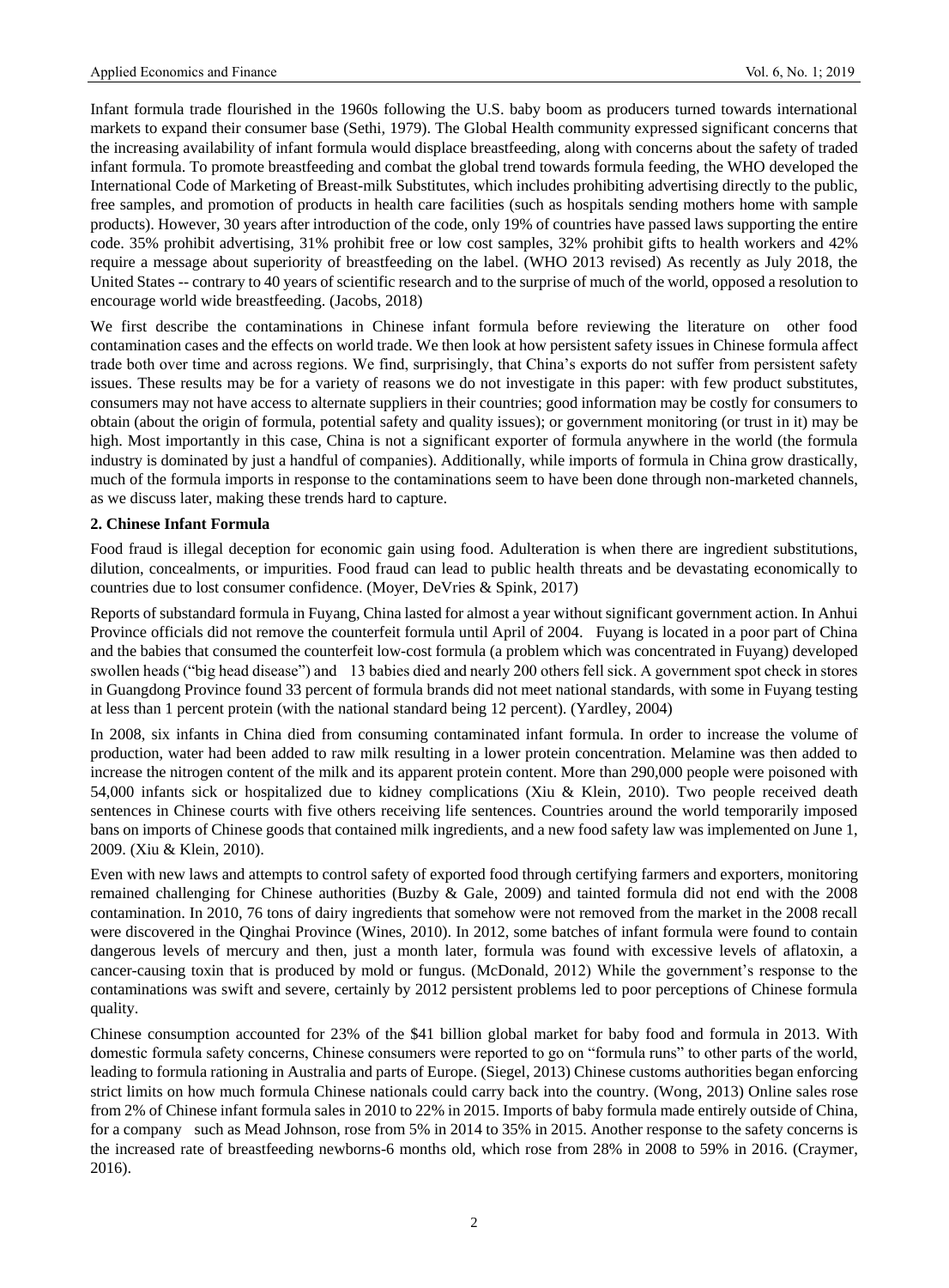Infant formula trade flourished in the 1960s following the U.S. baby boom as producers turned towards international markets to expand their consumer base (Sethi, 1979). The Global Health community expressed significant concerns that the increasing availability of infant formula would displace breastfeeding, along with concerns about the safety of traded infant formula. To promote breastfeeding and combat the global trend towards formula feeding, the WHO developed the International Code of Marketing of Breast-milk Substitutes, which includes prohibiting advertising directly to the public, free samples, and promotion of products in health care facilities (such as hospitals sending mothers home with sample products). However, 30 years after introduction of the code, only 19% of countries have passed laws supporting the entire code. 35% prohibit advertising, 31% prohibit free or low cost samples, 32% prohibit gifts to health workers and 42% require a message about superiority of breastfeeding on the label. (WHO 2013 revised) As recently as July 2018, the United States -- contrary to 40 years of scientific research and to the surprise of much of the world, opposed a resolution to encourage world wide breastfeeding. (Jacobs, 2018)

We first describe the contaminations in Chinese infant formula before reviewing the literature on other food contamination cases and the effects on world trade. We then look at how persistent safety issues in Chinese formula affect trade both over time and across regions. We find, surprisingly, that China's exports do not suffer from persistent safety issues. These results may be for a variety of reasons we do not investigate in this paper: with few product substitutes, consumers may not have access to alternate suppliers in their countries; good information may be costly for consumers to obtain (about the origin of formula, potential safety and quality issues); or government monitoring (or trust in it) may be high. Most importantly in this case, China is not a significant exporter of formula anywhere in the world (the formula industry is dominated by just a handful of companies). Additionally, while imports of formula in China grow drastically, much of the formula imports in response to the contaminations seem to have been done through non-marketed channels, as we discuss later, making these trends hard to capture.

## 2. Chinese Infant Formula

Food fraud is illegal deception for economic gain using food. Adulteration is when there are ingredient substitutions, dilution, concealments, or impurities. Food fraud can lead to public health threats and be devastating economically to countries due to lost consumer confidence. (Moyer, DeVries & Spink, 2017)

Reports of substandard formula in Fuyang, China lasted for almost a year without significant government action. In Anhui Province officials did not remove the counterfeit formula until April of 2004. Fuyang is located in a poor part of China and the babies that consumed the counterfeit low-cost formula (a problem which was concentrated in Fuyang) developed swollen heads ("big head disease") and 13 babies died and nearly 200 others fell sick. A government spot check in stores in Guangdong Province found 33 percent of formula brands did not meet national standards, with some in Fuyang testing at less than 1 percent protein (with the national standard being 12 percent). (Yardley, 2004)

In 2008, six infants in China died from consuming contaminated infant formula. In order to increase the volume of production, water had been added to raw milk resulting in a lower protein concentration. Melamine was then added to increase the nitrogen content of the milk and its apparent protein content. More than 290,000 people were poisoned with 54,000 infants sick or hospitalized due to kidney complications (Xiu & Klein, 2010). Two people received death sentences in Chinese courts with five others receiving life sentences. Countries around the world temporarily imposed bans on imports of Chinese goods that contained milk ingredients, and a new food safety law was implemented on June 1, 2009. (Xiu & Klein, 2010).

Even with new laws and attempts to control safety of exported food through certifying farmers and exporters, monitoring remained challenging for Chinese authorities (Buzby & Gale, 2009) and tainted formula did not end with the 2008 contamination. In 2010, 76 tons of dairy ingredients that somehow were not removed from the market in the 2008 recall were discovered in the Qinghai Province (Wines, 2010). In 2012, some batches of infant formula were found to contain dangerous levels of mercury and then, just a month later, formula was found with excessive levels of aflatoxin, a cancer-causing toxin that is produced by mold or fungus. (McDonald, 2012) While the government's response to the contaminations was swift and severe, certainly by 2012 persistent problems led to poor perceptions of Chinese formula quality.

Chinese consumption accounted for 23% of the $41 billion global market for baby food and formula in 2013. With domestic formula safety concerns, Chinese consumers were reported to go on "formula runs" to other parts of the world, leading to formula rationing in Australia and parts of Europe. (Siegel, 2013) Chinese customs authorities began enforcing strict limits on how much formula Chinese nationals could carry back into the country. (Wong, 2013) Online sales rose from 2% of Chinese infant formula sales in 2010 to 22% in 2015. Imports of baby formula made entirely outside of China, for a company such as Mead Johnson, rose from 5% in 2014 to 35% in 2015. Another response to the safety concerns is the increased rate of breastfeeding newborns-6 months old, which rose from 28% in 2008 to 59% in 2016. (Craymer, 2016).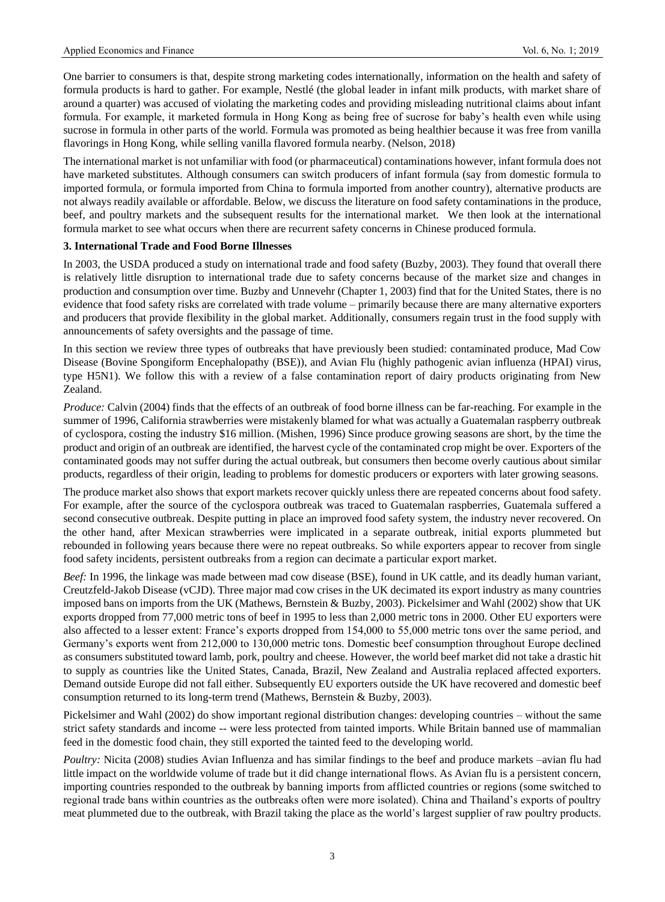One barrier to consumers is that, despite strong marketing codes internationally, information on the health and safety of formula products is hard to gather. For example, Nestlé (the global leader in infant milk products, with market share of around a quarter) was accused of violating the marketing codes and providing misleading nutritional claims about infant formula. For example, it marketed formula in Hong Kong as being free of sucrose for baby's health even while using sucrose in formula in other parts of the world. Formula was promoted as being healthier because it was free from vanilla flavorings in Hong Kong, while selling vanilla flavored formula nearby. (Nelson, 2018)

The international market is not unfamiliar with food (or pharmaceutical) contaminations however, infant formula does not have marketed substitutes. Although consumers can switch producers of infant formula (say from domestic formula to imported formula, or formula imported from China to formula imported from another country), alternative products are not always readily available or affordable. Below, we discuss the literature on food safety contaminations in the produce, beef, and poultry markets and the subsequent results for the international market. We then look at the international formula market to see what occurs when there are recurrent safety concerns in Chinese produced formula.

### 3. International Trade and Food Borne Illnesses

In 2003, the USDA produced a study on international trade and food safety (Buzby, 2003). They found that overall there is relatively little disruption to international trade due to safety concerns because of the market size and changes in production and consumption over time. Buzby and Unnevehr (Chapter 1, 2003) find that for the United States, there is no evidence that food safety risks are correlated with trade volume – primarily because there are many alternative exporters and producers that provide flexibility in the global market. Additionally, consumers regain trust in the food supply with announcements of safety oversights and the passage of time.

In this section we review three types of outbreaks that have previously been studied: contaminated produce, Mad Cow Disease (Bovine Spongiform Encephalopathy (BSE)), and Avian Flu (highly pathogenic avian influenza (HPAI) virus, type H5N1). We follow this with a review of a false contamination report of dairy products originating from New Zealand.

*Produce:* Calvin (2004) finds that the effects of an outbreak of food borne illness can be far-reaching. For example in the summer of 1996, California strawberries were mistakenly blamed for what was actually a Guatemalan raspberry outbreak of cyclospora, costing the industry $16 million. (Mishen, 1996) Since produce growing seasons are short, by the time the product and origin of an outbreak are identified, the harvest cycle of the contaminated crop might be over. Exporters of the contaminated goods may not suffer during the actual outbreak, but consumers then become overly cautious about similar products, regardless of their origin, leading to problems for domestic producers or exporters with later growing seasons.

The produce market also shows that export markets recover quickly unless there are repeated concerns about food safety. For example, after the source of the cyclospora outbreak was traced to Guatemalan raspberries, Guatemala suffered a second consecutive outbreak. Despite putting in place an improved food safety system, the industry never recovered. On the other hand, after Mexican strawberries were implicated in a separate outbreak, initial exports plummeted but rebounded in following years because there were no repeat outbreaks. So while exporters appear to recover from single food safety incidents, persistent outbreaks from a region can decimate a particular export market.

*Beef:* In 1996, the linkage was made between mad cow disease (BSE), found in UK cattle, and its deadly human variant, Creutzfeld-Jakob Disease (vCJD). Three major mad cow crises in the UK decimated its export industry as many countries imposed bans on imports from the UK (Mathews, Bernstein & Buzby, 2003). Pickelsimer and Wahl (2002) show that UK exports dropped from 77,000 metric tons of beef in 1995 to less than 2,000 metric tons in 2000. Other EU exporters were also affected to a lesser extent: France's exports dropped from 154,000 to 55,000 metric tons over the same period, and Germany's exports went from 212,000 to 130,000 metric tons. Domestic beef consumption throughout Europe declined as consumers substituted toward lamb, pork, poultry and cheese. However, the world beef market did not take a drastic hit to supply as countries like the United States, Canada, Brazil, New Zealand and Australia replaced affected exporters. Demand outside Europe did not fall either. Subsequently EU exporters outside the UK have recovered and domestic beef consumption returned to its long-term trend (Mathews, Bernstein & Buzby, 2003).

Pickelsimer and Wahl (2002) do show important regional distribution changes: developing countries – without the same strict safety standards and income -- were less protected from tainted imports. While Britain banned use of mammalian feed in the domestic food chain, they still exported the tainted feed to the developing world.

*Poultry:* Nicita (2008) studies Avian Influenza and has similar findings to the beef and produce markets –avian flu had little impact on the worldwide volume of trade but it did change international flows. As Avian flu is a persistent concern, importing countries responded to the outbreak by banning imports from afflicted countries or regions (some switched to regional trade bans within countries as the outbreaks often were more isolated). China and Thailand's exports of poultry meat plummeted due to the outbreak, with Brazil taking the place as the world's largest supplier of raw poultry products.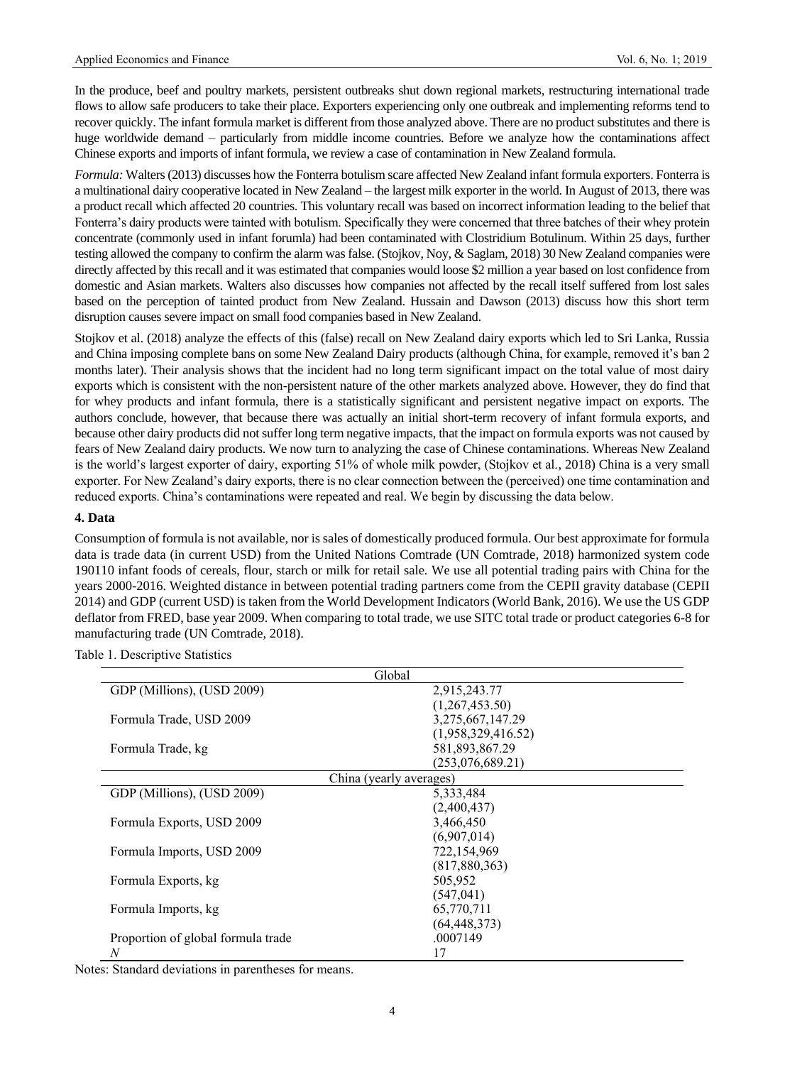In the produce, beef and poultry markets, persistent outbreaks shut down regional markets, restructuring international trade flows to allow safe producers to take their place. Exporters experiencing only one outbreak and implementing reforms tend to recover quickly. The infant formula market is different from those analyzed above. There are no product substitutes and there is huge worldwide demand – particularly from middle income countries. Before we analyze how the contaminations affect Chinese exports and imports of infant formula, we review a case of contamination in New Zealand formula.

*Formula:* Walters (2013) discusses how the Fonterra botulism scare affected New Zealand infant formula exporters. Fonterra is a multinational dairy cooperative located in New Zealand – the largest milk exporter in the world. In August of 2013, there was a product recall which affected 20 countries. This voluntary recall was based on incorrect information leading to the belief that Fonterra's dairy products were tainted with botulism. Specifically they were concerned that three batches of their whey protein concentrate (commonly used in infant forumla) had been contaminated with Clostridium Botulinum. Within 25 days, further testing allowed the company to confirm the alarm was false. (Stojkov, Noy, & Saglam, 2018) 30 New Zealand companies were directly affected by this recall and it was estimated that companies would loose $2 million a year based on lost confidence from domestic and Asian markets. Walters also discusses how companies not affected by the recall itself suffered from lost sales based on the perception of tainted product from New Zealand. Hussain and Dawson (2013) discuss how this short term disruption causes severe impact on small food companies based in New Zealand.

Stojkov et al. (2018) analyze the effects of this (false) recall on New Zealand dairy exports which led to Sri Lanka, Russia and China imposing complete bans on some New Zealand Dairy products (although China, for example, removed it's ban 2 months later). Their analysis shows that the incident had no long term significant impact on the total value of most dairy exports which is consistent with the non-persistent nature of the other markets analyzed above. However, they do find that for whey products and infant formula, there is a statistically significant and persistent negative impact on exports. The authors conclude, however, that because there was actually an initial short-term recovery of infant formula exports, and because other dairy products did not suffer long term negative impacts, that the impact on formula exports was not caused by fears of New Zealand dairy products. We now turn to analyzing the case of Chinese contaminations. Whereas New Zealand is the world's largest exporter of dairy, exporting 51% of whole milk powder, (Stojkov et al., 2018) China is a very small exporter. For New Zealand's dairy exports, there is no clear connection between the (perceived) one time contamination and reduced exports. China's contaminations were repeated and real. We begin by discussing the data below.

## 4. Data

Consumption of formula is not available, nor is sales of domestically produced formula. Our best approximate for formula data is trade data (in current USD) from the United Nations Comtrade (UN Comtrade, 2018) harmonized system code 190110 infant foods of cereals, flour, starch or milk for retail sale. We use all potential trading pairs with China for the years 2000-2016. Weighted distance in between potential trading partners come from the CEPII gravity database (CEPII 2014) and GDP (current USD) is taken from the World Development Indicators (World Bank, 2016). We use the US GDP deflator from FRED, base year 2009. When comparing to total trade, we use SITC total trade or product categories 6-8 for manufacturing trade (UN Comtrade, 2018).

Table 1. Descriptive Statistics

| Global | |
|---|---|
| GDP (Millions), (USD 2009) | 2,915,243.77 |
| | (1,267,453.50) |
| Formula Trade, USD 2009 | 3,275,667,147.29 |
| | (1,958,329,416.52) |
| Formula Trade, kg | 581,893,867.29 |
| | (253,076,689.21) |
| **China (yearly averages)** | |
| GDP (Millions), (USD 2009) | 5,333,484 |
| | (2,400,437) |
| Formula Exports, USD 2009 | 3,466,450 |
| | (6,907,014) |
| Formula Imports, USD 2009 | 722,154,969 |
| | (817,880,363) |
| Formula Exports, kg | 505,952 |
| | (547,041) |
| Formula Imports, kg | 65,770,711 |
| | (64,448,373) |
| Proportion of global formula trade | .0007149 |
| *N* | 17 |

Notes: Standard deviations in parentheses for means.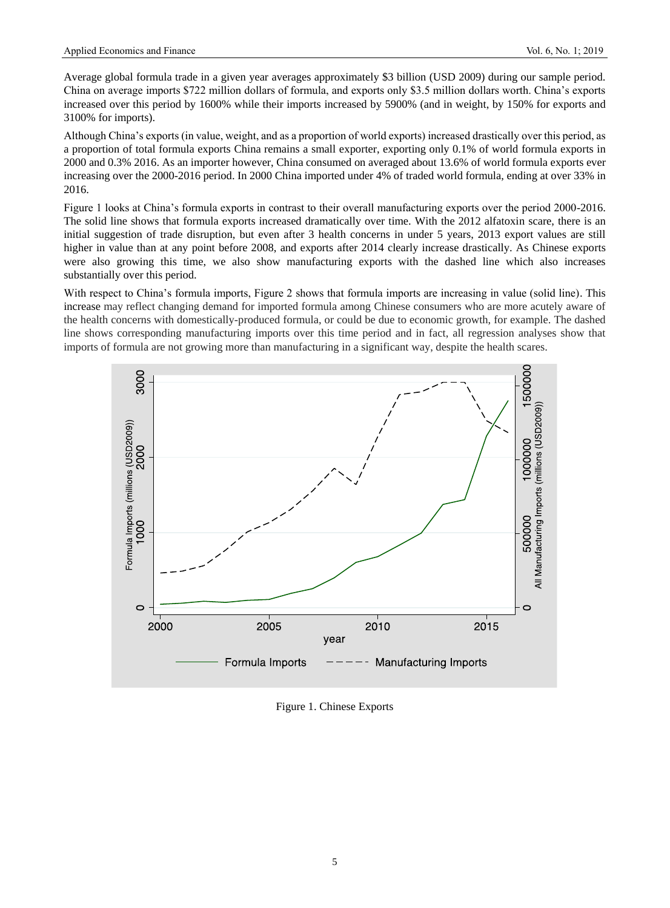Average global formula trade in a given year averages approximately \$3 billion (USD 2009) during our sample period. China on average imports \$722 million dollars of formula, and exports only \$3.5 million dollars worth. China's exports increased over this period by 1600% while their imports increased by 5900% (and in weight, by 150% for exports and 3100% for imports).

Although China's exports (in value, weight, and as a proportion of world exports) increased drastically over this period, as a proportion of total formula exports China remains a small exporter, exporting only 0.1% of world formula exports in 2000 and 0.3% 2016. As an importer however, China consumed on averaged about 13.6% of world formula exports ever increasing over the 2000-2016 period. In 2000 China imported under 4% of traded world formula, ending at over 33% in 2016.

Figure 1 looks at China's formula exports in contrast to their overall manufacturing exports over the period 2000-2016. The solid line shows that formula exports increased dramatically over time. With the 2012 alfatoxin scare, there is an initial suggestion of trade disruption, but even after 3 health concerns in under 5 years, 2013 export values are still higher in value than at any point before 2008, and exports after 2014 clearly increase drastically. As Chinese exports were also growing this time, we also show manufacturing exports with the dashed line which also increases substantially over this period.

With respect to China's formula imports, Figure 2 shows that formula imports are increasing in value (solid line). This increase may reflect changing demand for imported formula among Chinese consumers who are more acutely aware of the health concerns with domestically-produced formula, or could be due to economic growth, for example. The dashed line shows corresponding manufacturing imports over this time period and in fact, all regression analyses show that imports of formula are not growing more than manufacturing in a significant way, despite the health scares.

Figure 1. Chinese Exports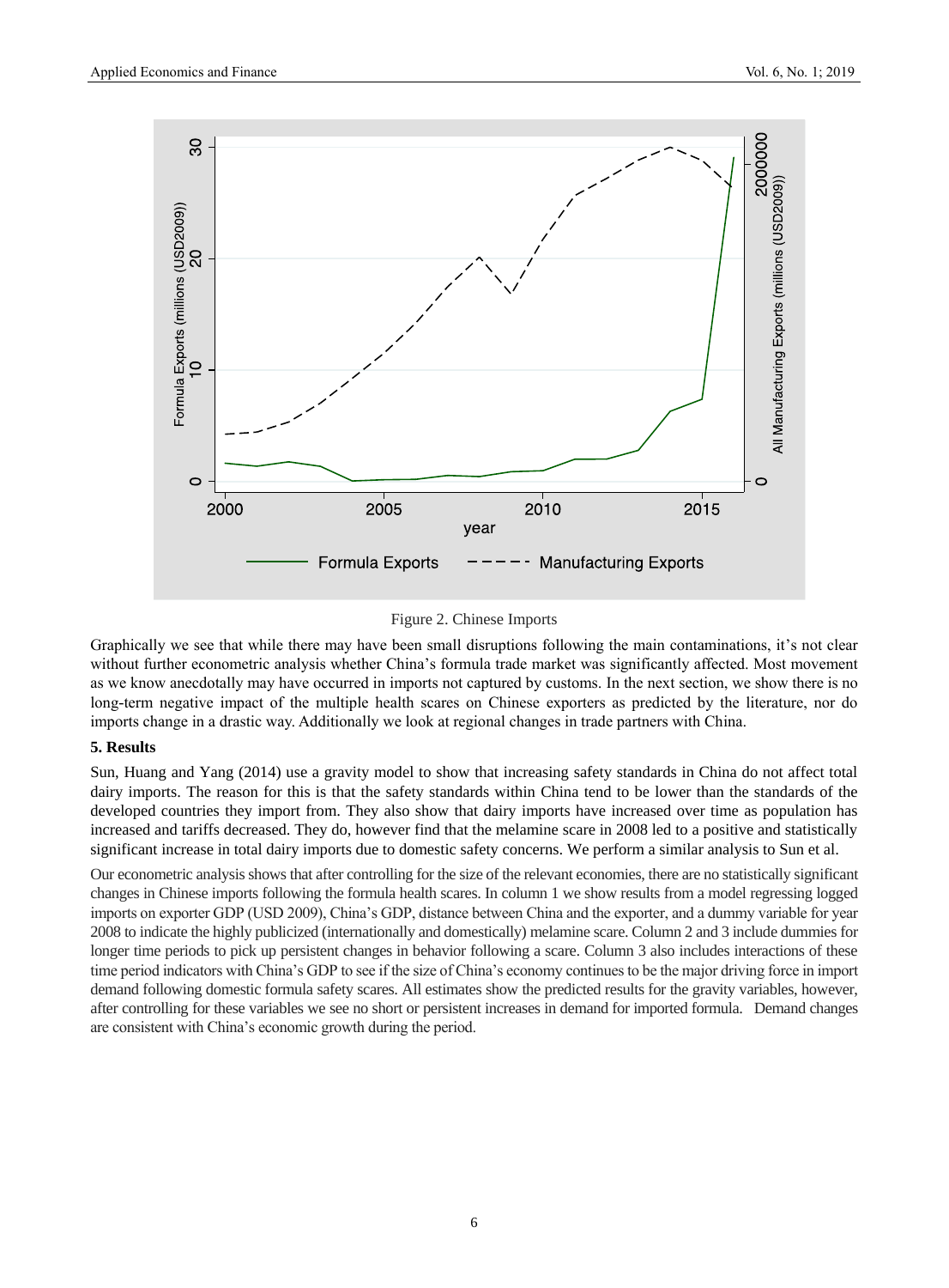Figure 2. Chinese Imports

Graphically we see that while there may have been small disruptions following the main contaminations, it's not clear without further econometric analysis whether China's formula trade market was significantly affected. Most movement as we know anecdotally may have occurred in imports not captured by customs. In the next section, we show there is no long-term negative impact of the multiple health scares on Chinese exporters as predicted by the literature, nor do imports change in a drastic way. Additionally we look at regional changes in trade partners with China.

## 5. Results

Sun, Huang and Yang (2014) use a gravity model to show that increasing safety standards in China do not affect total dairy imports. The reason for this is that the safety standards within China tend to be lower than the standards of the developed countries they import from. They also show that dairy imports have increased over time as population has increased and tariffs decreased. They do, however find that the melamine scare in 2008 led to a positive and statistically significant increase in total dairy imports due to domestic safety concerns. We perform a similar analysis to Sun et al.

Our econometric analysis shows that after controlling for the size of the relevant economies, there are no statistically significant changes in Chinese imports following the formula health scares. In column 1 we show results from a model regressing logged imports on exporter GDP (USD 2009), China's GDP, distance between China and the exporter, and a dummy variable for year 2008 to indicate the highly publicized (internationally and domestically) melamine scare. Column 2 and 3 include dummies for longer time periods to pick up persistent changes in behavior following a scare. Column 3 also includes interactions of these time period indicators with China's GDP to see if the size of China's economy continues to be the major driving force in import demand following domestic formula safety scares. All estimates show the predicted results for the gravity variables, however, after controlling for these variables we see no short or persistent increases in demand for imported formula. Demand changes are consistent with China's economic growth during the period.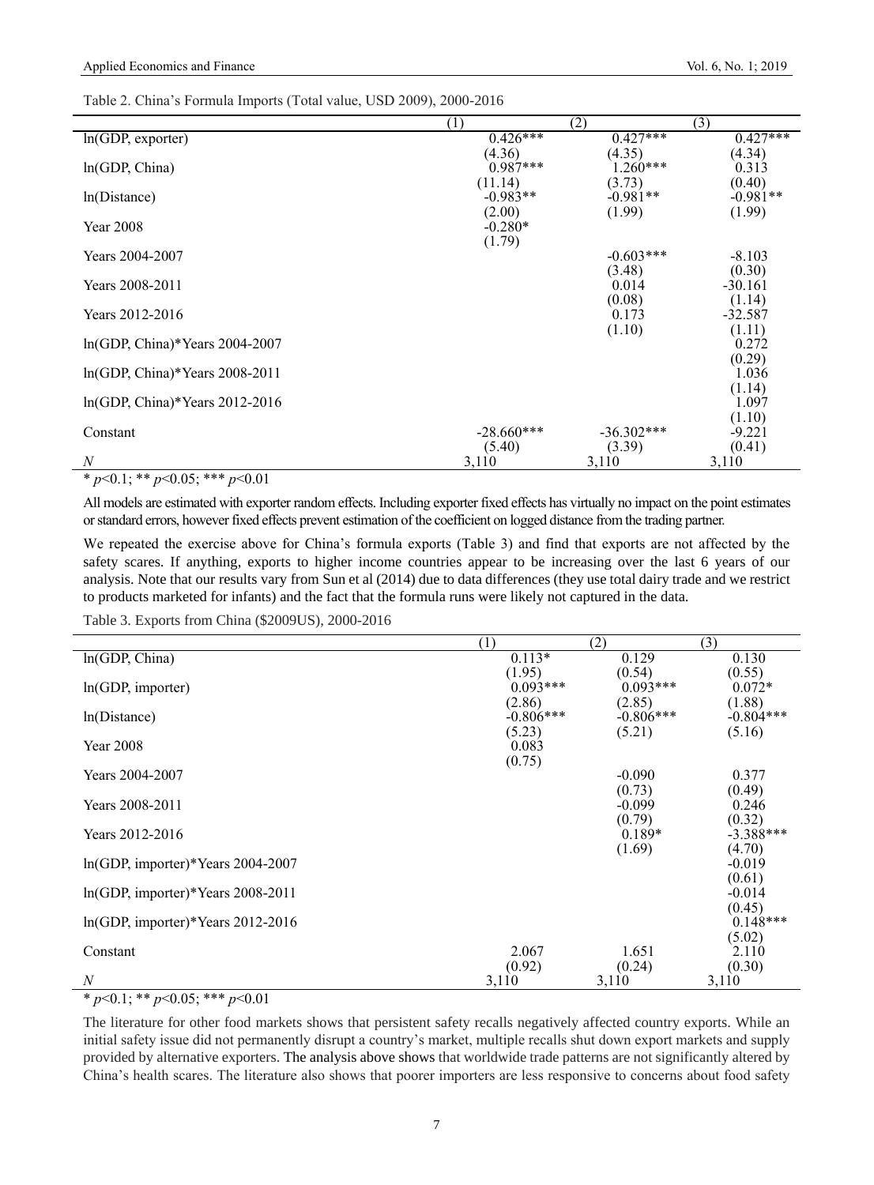Table 2. China's Formula Imports (Total value, USD 2009), 2000-2016

| | (1) | (2) | (3) |
|---|---|---|---|
| ln(GDP, exporter) | 0.426*** | 0.427*** | 0.427*** |
| | (4.36) | (4.35) | (4.34) |
| ln(GDP, China) | 0.987*** | 1.260*** | 0.313 |
| | (11.14) | (3.73) | (0.40) |
| ln(Distance) | -0.983** | -0.981** | -0.981** |
| | (2.00) | (1.99) | (1.99) |
| Year 2008 | -0.280* | | |
| | (1.79) | | |
| Years 2004-2007 | | -0.603*** | -8.103 |
| | | (3.48) | (0.30) |
| Years 2008-2011 | | 0.014 | -30.161 |
| | | (0.08) | (1.14) |
| Years 2012-2016 | | 0.173 | -32.587 |
| | | (1.10) | (1.11) |
| ln(GDP, China)*Years 2004-2007 | | | 0.272 |
| | | | (0.29) |
| ln(GDP, China)*Years 2008-2011 | | | 1.036 |
| | | | (1.14) |
| ln(GDP, China)*Years 2012-2016 | | | 1.097 |
| | | | (1.10) |
| Constant | -28.660*** | -36.302*** | -9.221 |
| | (5.40) | (3.39) | (0.41) |
| *N* | 3,110 | 3,110 | 3,110 |

* $p<0.1$; ** $p<0.05$; *** $p<0.01$

All models are estimated with exporter random effects. Including exporter fixed effects has virtually no impact on the point estimates or standard errors, however fixed effects prevent estimation of the coefficient on logged distance from the trading partner.

We repeated the exercise above for China's formula exports (Table 3) and find that exports are not affected by the safety scares. If anything, exports to higher income countries appear to be increasing over the last 6 years of our analysis. Note that our results vary from Sun et al (2014) due to data differences (they use total dairy trade and we restrict to products marketed for infants) and the fact that the formula runs were likely not captured in the data.

Table 3. Exports from China ($2009US), 2000-2016

| | (1) | (2) | (3) |
|---|---|---|---|
| ln(GDP, China) | 0.113* | 0.129 | 0.130 |
| | (1.95) | (0.54) | (0.55) |
| ln(GDP, importer) | 0.093*** | 0.093*** | 0.072* |
| | (2.86) | (2.85) | (1.88) |
| ln(Distance) | -0.806*** | -0.806*** | -0.804*** |
| | (5.23) | (5.21) | (5.16) |
| Year 2008 | 0.083 | | |
| | (0.75) | | |
| Years 2004-2007 | | -0.090 | 0.377 |
| | | (0.73) | (0.49) |
| Years 2008-2011 | | -0.099 | 0.246 |
| | | (0.79) | (0.32) |
| Years 2012-2016 | | 0.189* | -3.388*** |
| | | (1.69) | (4.70) |
| ln(GDP, importer)*Years 2004-2007 | | | -0.019 |
| | | | (0.61) |
| ln(GDP, importer)*Years 2008-2011 | | | -0.014 |
| | | | (0.45) |
| ln(GDP, importer)*Years 2012-2016 | | | 0.148*** |
| | | | (5.02) |
| Constant | 2.067 | 1.651 | 2.110 |
| | (0.92) | (0.24) | (0.30) |
| *N* | 3,110 | 3,110 | 3,110 |

* $p<0.1$; ** $p<0.05$; *** $p<0.01$

The literature for other food markets shows that persistent safety recalls negatively affected country exports. While an initial safety issue did not permanently disrupt a country's market, multiple recalls shut down export markets and supply provided by alternative exporters. The analysis above shows that worldwide trade patterns are not significantly altered by China's health scares. The literature also shows that poorer importers are less responsive to concerns about food safety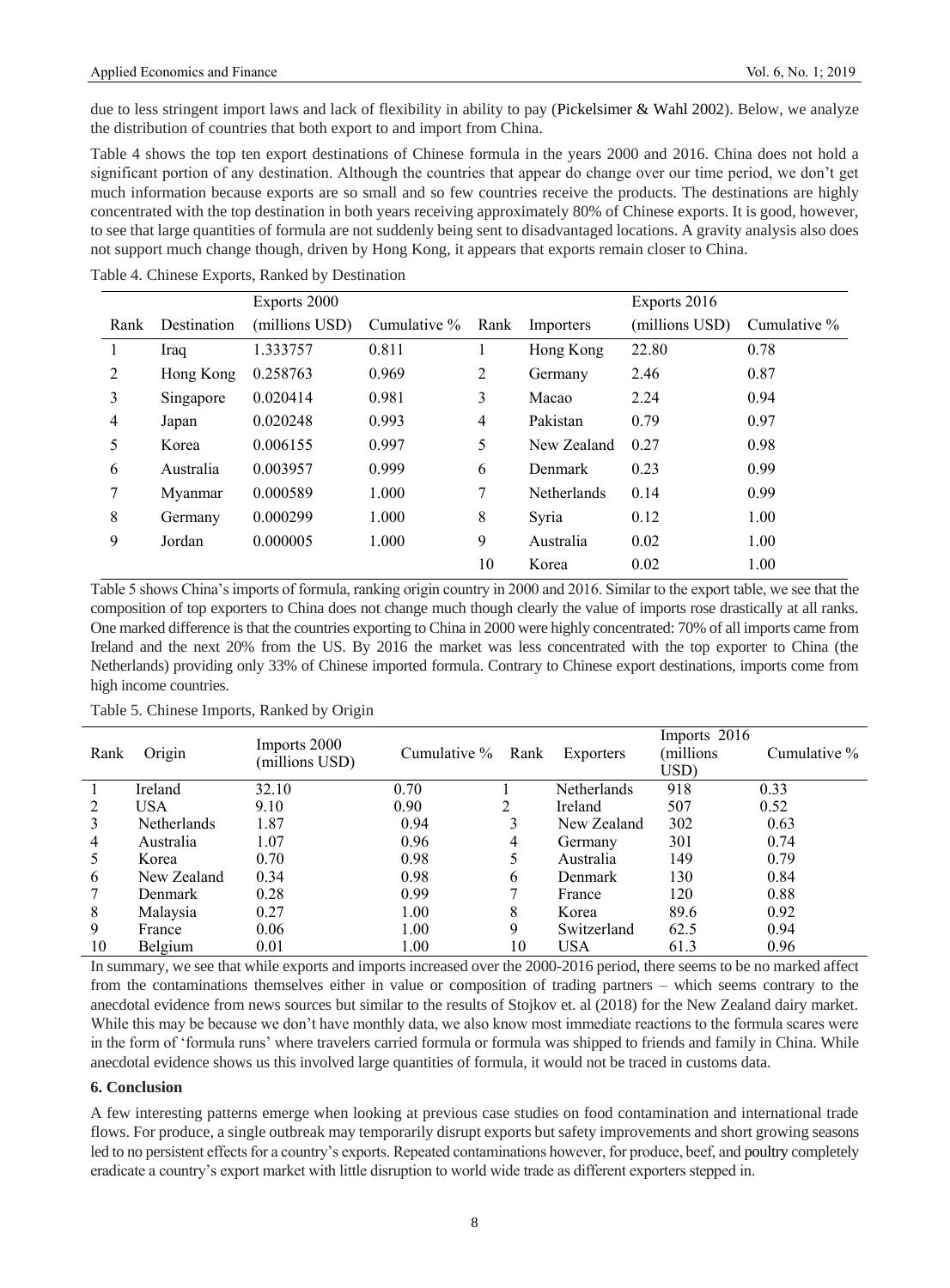due to less stringent import laws and lack of flexibility in ability to pay (Pickelsimer & Wahl 2002). Below, we analyze the distribution of countries that both export to and import from China.

Table 4 shows the top ten export destinations of Chinese formula in the years 2000 and 2016. China does not hold a significant portion of any destination. Although the countries that appear do change over our time period, we don't get much information because exports are so small and so few countries receive the products. The destinations are highly concentrated with the top destination in both years receiving approximately 80% of Chinese exports. It is good, however, to see that large quantities of formula are not suddenly being sent to disadvantaged locations. A gravity analysis also does not support much change though, driven by Hong Kong, it appears that exports remain closer to China.

Table 4. Chinese Exports, Ranked by Destination

| Rank | Destination | Exports 2000 (millions USD) | Cumulative % | Rank | Importers | Exports 2016 (millions USD) | Cumulative % |
|---|---|---|---|---|---|---|---|
| 1 | Iraq | 1.333757 | 0.811 | 1 | Hong Kong | 22.80 | 0.78 |
| 2 | Hong Kong | 0.258763 | 0.969 | 2 | Germany | 2.46 | 0.87 |
| 3 | Singapore | 0.020414 | 0.981 | 3 | Macao | 2.24 | 0.94 |
| 4 | Japan | 0.020248 | 0.993 | 4 | Pakistan | 0.79 | 0.97 |
| 5 | Korea | 0.006155 | 0.997 | 5 | New Zealand | 0.27 | 0.98 |
| 6 | Australia | 0.003957 | 0.999 | 6 | Denmark | 0.23 | 0.99 |
| 7 | Myanmar | 0.000589 | 1.000 | 7 | Netherlands | 0.14 | 0.99 |
| 8 | Germany | 0.000299 | 1.000 | 8 | Syria | 0.12 | 1.00 |
| 9 | Jordan | 0.000005 | 1.000 | 9 | Australia | 0.02 | 1.00 |
| | | | | 10 | Korea | 0.02 | 1.00 |

Table 5 shows China's imports of formula, ranking origin country in 2000 and 2016. Similar to the export table, we see that the composition of top exporters to China does not change much though clearly the value of imports rose drastically at all ranks. One marked difference is that the countries exporting to China in 2000 were highly concentrated: 70% of all imports came from Ireland and the next 20% from the US. By 2016 the market was less concentrated with the top exporter to China (the Netherlands) providing only 33% of Chinese imported formula. Contrary to Chinese export destinations, imports come from high income countries.

Table 5. Chinese Imports, Ranked by Origin

| Rank | Origin | Imports 2000 (millions USD) | Cumulative % | Rank | Exporters | Imports 2016 (millions USD) | Cumulative % |
|---|---|---|---|---|---|---|---|
| 1 | Ireland | 32.10 | 0.70 | 1 | Netherlands | 918 | 0.33 |
| 2 | USA | 9.10 | 0.90 | 2 | Ireland | 507 | 0.52 |
| 3 | Netherlands | 1.87 | 0.94 | 3 | New Zealand | 302 | 0.63 |
| 4 | Australia | 1.07 | 0.96 | 4 | Germany | 301 | 0.74 |
| 5 | Korea | 0.70 | 0.98 | 5 | Australia | 149 | 0.79 |
| 6 | New Zealand | 0.34 | 0.98 | 6 | Denmark | 130 | 0.84 |
| 7 | Denmark | 0.28 | 0.99 | 7 | France | 120 | 0.88 |
| 8 | Malaysia | 0.27 | 1.00 | 8 | Korea | 89.6 | 0.92 |
| 9 | France | 0.06 | 1.00 | 9 | Switzerland | 62.5 | 0.94 |
| 10 | Belgium | 0.01 | 1.00 | 10 | USA | 61.3 | 0.96 |

In summary, we see that while exports and imports increased over the 2000-2016 period, there seems to be no marked affect from the contaminations themselves either in value or composition of trading partners – which seems contrary to the anecdotal evidence from news sources but similar to the results of Stojkov et. al (2018) for the New Zealand dairy market. While this may be because we don't have monthly data, we also know most immediate reactions to the formula scares were in the form of 'formula runs' where travelers carried formula or formula was shipped to friends and family in China. While anecdotal evidence shows us this involved large quantities of formula, it would not be traced in customs data.

## 6. Conclusion

A few interesting patterns emerge when looking at previous case studies on food contamination and international trade flows. For produce, a single outbreak may temporarily disrupt exports but safety improvements and short growing seasons led to no persistent effects for a country's exports. Repeated contaminations however, for produce, beef, and poultry completely eradicate a country's export market with little disruption to world wide trade as different exporters stepped in.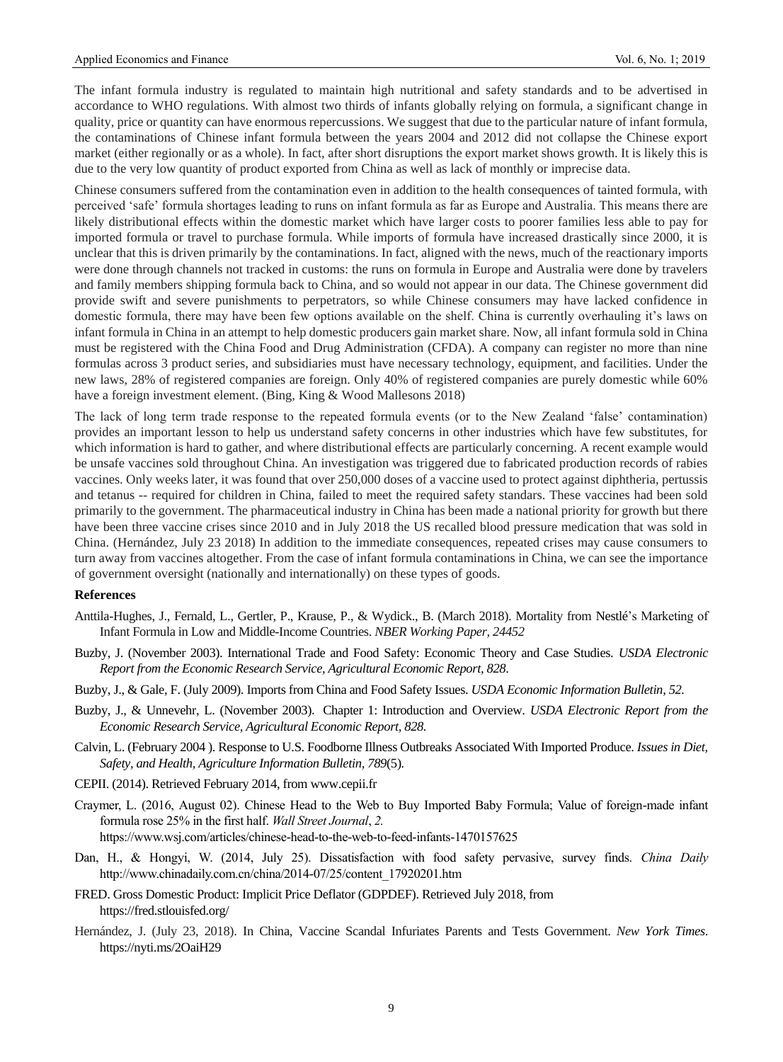The infant formula industry is regulated to maintain high nutritional and safety standards and to be advertised in accordance to WHO regulations. With almost two thirds of infants globally relying on formula, a significant change in quality, price or quantity can have enormous repercussions. We suggest that due to the particular nature of infant formula, the contaminations of Chinese infant formula between the years 2004 and 2012 did not collapse the Chinese export market (either regionally or as a whole). In fact, after short disruptions the export market shows growth. It is likely this is due to the very low quantity of product exported from China as well as lack of monthly or imprecise data.

Chinese consumers suffered from the contamination even in addition to the health consequences of tainted formula, with perceived 'safe' formula shortages leading to runs on infant formula as far as Europe and Australia. This means there are likely distributional effects within the domestic market which have larger costs to poorer families less able to pay for imported formula or travel to purchase formula. While imports of formula have increased drastically since 2000, it is unclear that this is driven primarily by the contaminations. In fact, aligned with the news, much of the reactionary imports were done through channels not tracked in customs: the runs on formula in Europe and Australia were done by travelers and family members shipping formula back to China, and so would not appear in our data. The Chinese government did provide swift and severe punishments to perpetrators, so while Chinese consumers may have lacked confidence in domestic formula, there may have been few options available on the shelf. China is currently overhauling it's laws on infant formula in China in an attempt to help domestic producers gain market share. Now, all infant formula sold in China must be registered with the China Food and Drug Administration (CFDA). A company can register no more than nine formulas across 3 product series, and subsidiaries must have necessary technology, equipment, and facilities. Under the new laws, 28% of registered companies are foreign. Only 40% of registered companies are purely domestic while 60% have a foreign investment element. (Bing, King & Wood Mallesons 2018)

The lack of long term trade response to the repeated formula events (or to the New Zealand 'false' contamination) provides an important lesson to help us understand safety concerns in other industries which have few substitutes, for which information is hard to gather, and where distributional effects are particularly concerning. A recent example would be unsafe vaccines sold throughout China. An investigation was triggered due to fabricated production records of rabies vaccines. Only weeks later, it was found that over 250,000 doses of a vaccine used to protect against diphtheria, pertussis and tetanus -- required for children in China, failed to meet the required safety standars. These vaccines had been sold primarily to the government. The pharmaceutical industry in China has been made a national priority for growth but there have been three vaccine crises since 2010 and in July 2018 the US recalled blood pressure medication that was sold in China. (Hernández, July 23 2018) In addition to the immediate consequences, repeated crises may cause consumers to turn away from vaccines altogether. From the case of infant formula contaminations in China, we can see the importance of government oversight (nationally and internationally) on these types of goods.

### References

Anttila-Hughes, J., Fernald, L., Gertler, P., Krause, P., & Wydick., B. (March 2018). Mortality from Nestlé's Marketing of Infant Formula in Low and Middle-Income Countries. *NBER Working Paper, 24452*

Buzby, J. (November 2003). International Trade and Food Safety: Economic Theory and Case Studies. *USDA Electronic Report from the Economic Research Service, Agricultural Economic Report, 828*.

Buzby, J., & Gale, F. (July 2009). Imports from China and Food Safety Issues. *USDA Economic Information Bulletin, 52.*

Buzby, J., & Unnevehr, L. (November 2003). Chapter 1: Introduction and Overview. *USDA Electronic Report from the Economic Research Service, Agricultural Economic Report, 828.*

Calvin, L. (February 2004 ). Response to U.S. Foodborne Illness Outbreaks Associated With Imported Produce. *Issues in Diet, Safety, and Health, Agriculture Information Bulletin, 789*(5).

CEPII. (2014). Retrieved February 2014, from www.cepii.fr

Craymer, L. (2016, August 02). Chinese Head to the Web to Buy Imported Baby Formula; Value of foreign-made infant formula rose 25% in the first half. *Wall Street Journal*, *2.* https://www.wsj.com/articles/chinese-head-to-the-web-to-feed-infants-1470157625

Dan, H., & Hongyi, W. (2014, July 25). Dissatisfaction with food safety pervasive, survey finds. *China Daily* http://www.chinadaily.com.cn/china/2014-07/25/content_17920201.htm

FRED. Gross Domestic Product: Implicit Price Deflator (GDPDEF). Retrieved July 2018, from https://fred.stlouisfed.org/

Hernández, J. (July 23, 2018). In China, Vaccine Scandal Infuriates Parents and Tests Government. *New York Times*. https://nyti.ms/2OaiH29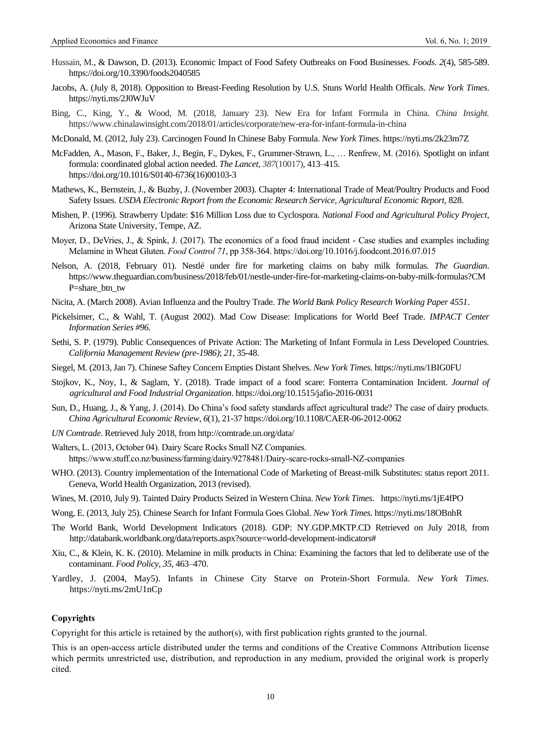Hussain, M., & Dawson, D. (2013). Economic Impact of Food Safety Outbreaks on Food Businesses. *Foods*. *2*(4), 585-589. https://doi.org/10.3390/foods2040585

Jacobs, A. (July 8, 2018). Opposition to Breast-Feeding Resolution by U.S. Stuns World Health Officals. *New York Times*. https://nyti.ms/2J0WJuV

Bing, C., King, Y., & Wood, M. (2018, January 23). New Era for Infant Formula in China. *China Insight.* https://www.chinalawinsight.com/2018/01/articles/corporate/new-era-for-infant-formula-in-china

McDonald, M. (2012, July 23). Carcinogen Found In Chinese Baby Formula. *New York Times.* https://nyti.ms/2k23m7Z

McFadden, A., Mason, F., Baker, J., Begin, F., Dykes, F., Grummer-Strawn, L., … Renfrew, M. (2016). Spotlight on infant formula: coordinated global action needed. *The Lancet*, *387*(10017), 413–415. https://doi.org/10.1016/S0140-6736(16)00103-3

Mathews, K., Bernstein, J., & Buzby, J. (November 2003). Chapter 4: International Trade of Meat/Poultry Products and Food Safety Issues. *USDA Electronic Report from the Economic Research Service, Agricultural Economic Report,* 828.

Mishen, P. (1996). Strawberry Update: $16 Million Loss due to Cyclospora*. National Food and Agricultural Policy Project*, Arizona State University, Tempe, AZ.

Moyer, D., DeVries, J., & Spink, J. (2017). The economics of a food fraud incident - Case studies and examples including Melamine in Wheat Gluten. *Food Control 71*, pp 358-364. https://doi.org/10.1016/j.foodcont.2016.07.015

Nelson, A. (2018, February 01). Nestlé under fire for marketing claims on baby milk formulas. *The Guardian*. https://www.theguardian.com/business/2018/feb/01/nestle-under-fire-for-marketing-claims-on-baby-milk-formulas?CMP=share_btn_tw

Nicita, A. (March 2008). Avian Influenza and the Poultry Trade. *The World Bank Policy Research Working Paper 4551*.

Pickelsimer, C., & Wahl, T. (August 2002). Mad Cow Disease: Implications for World Beef Trade. *IMPACT Center Information Series #96.*

Sethi, S. P. (1979). Public Consequences of Private Action: The Marketing of Infant Formula in Less Developed Countries. *California Management Review (pre-1986)*; *21*, 35-48.

Siegel, M. (2013, Jan 7). Chinese Saftey Concern Empties Distant Shelves. *New York Times*. https://nyti.ms/1BIG0FU

Stojkov, K., Noy, I., & Saglam, Y. (2018). Trade impact of a food scare: Fonterra Contamination Incident. *Journal of agricultural and Food Industrial Organization*. https://doi.org/10.1515/jafio-2016-0031

Sun, D., Huang, J., & Yang, J. (2014). Do China's food safety standards affect agricultural trade? The case of dairy products. *China Agricultural Economic Review*, *6*(1), 21-37 https://doi.org/10.1108/CAER-06-2012-0062

*UN Comtrade*. Retrieved July 2018, from http://comtrade.un.org/data/

Walters, L. (2013, October 04). Dairy Scare Rocks Small NZ Companies. https://www.stuff.co.nz/business/farming/dairy/9278481/Dairy-scare-rocks-small-NZ-companies

WHO. (2013). Country implementation of the International Code of Marketing of Breast-milk Substitutes: status report 2011. Geneva, World Health Organization, 2013 (revised).

Wines, M. (2010, July 9). Tainted Dairy Products Seized in Western China. *New York Times*. https://nyti.ms/1jE4fPO

Wong, E. (2013, July 25). Chinese Search for Infant Formula Goes Global. *New York Times.* https://nyti.ms/18OBnhR

The World Bank, World Development Indicators (2018). GDP: NY.GDP.MKTP.CD Retrieved on July 2018, from http://databank.worldbank.org/data/reports.aspx?source=world-development-indicators#

Xiu, C., & Klein, K. K. (2010). Melamine in milk products in China: Examining the factors that led to deliberate use of the contaminant. *Food Policy*, *35*, 463–470.

Yardley, J. (2004, May5). Infants in Chinese City Starve on Protein-Short Formula. *New York Times*. https://nyti.ms/2mU1nCp

## Copyrights

Copyright for this article is retained by the author(s), with first publication rights granted to the journal.

This is an open-access article distributed under the terms and conditions of the Creative Commons Attribution license which permits unrestricted use, distribution, and reproduction in any medium, provided the original work is properly cited.